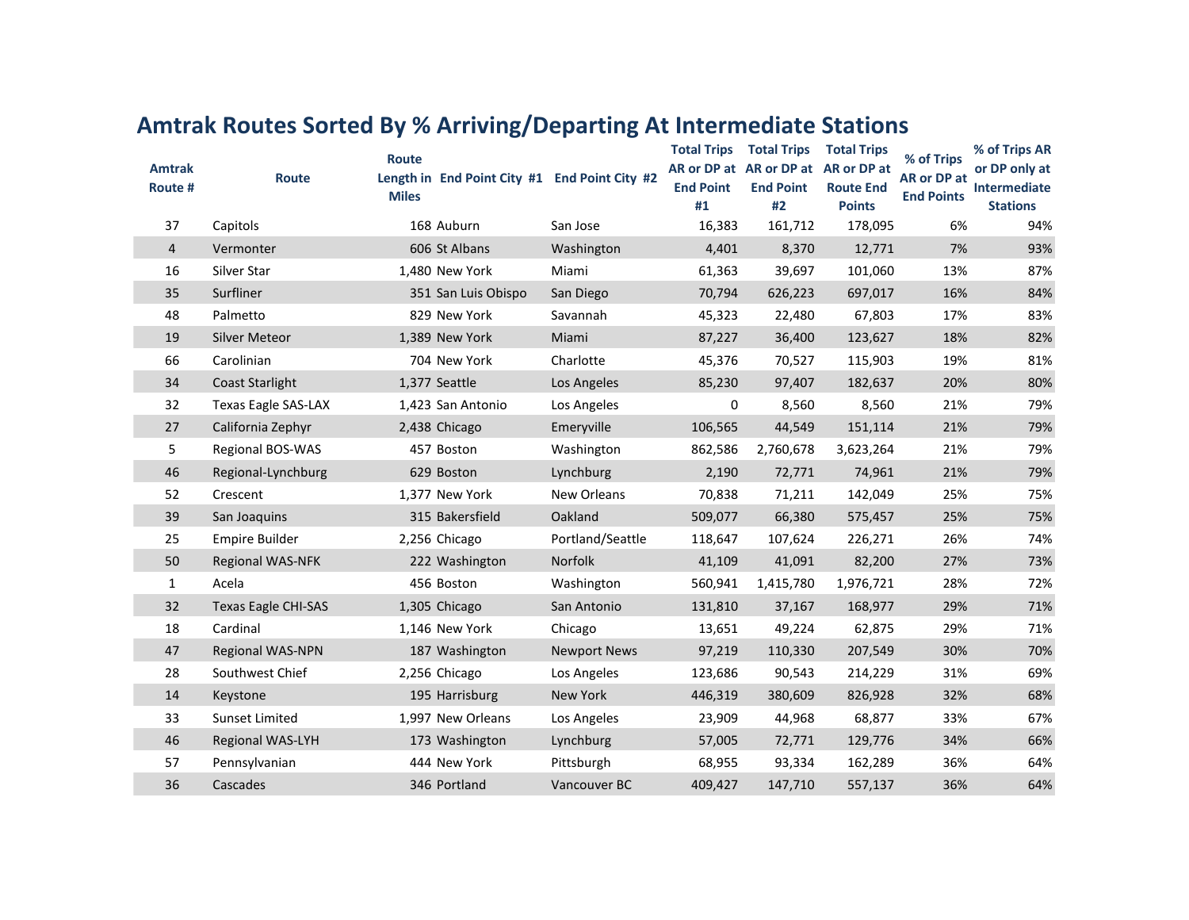# Amtrak Routes Sorted By % Arriving/Departing At Intermediate Stations

| Amtrak Route # | Route | Route Length in Miles | End Point City #1 | End Point City #2 | Total Trips AR or DP at End Point #1 | Total Trips AR or DP at End Point #2 | Total Trips AR or DP at Route End Points | % of Trips AR or DP at End Points | % of Trips AR or DP only at Intermediate Stations |
|---|---|---|---|---|---|---|---|---|---|
| 37 | Capitols | 168 | Auburn | San Jose | 16,383 | 161,712 | 178,095 | 6% | 94% |
| 4 | Vermonter | 606 | St Albans | Washington | 4,401 | 8,370 | 12,771 | 7% | 93% |
| 16 | Silver Star | 1,480 | New York | Miami | 61,363 | 39,697 | 101,060 | 13% | 87% |
| 35 | Surfliner | 351 | San Luis Obispo | San Diego | 70,794 | 626,223 | 697,017 | 16% | 84% |
| 48 | Palmetto | 829 | New York | Savannah | 45,323 | 22,480 | 67,803 | 17% | 83% |
| 19 | Silver Meteor | 1,389 | New York | Miami | 87,227 | 36,400 | 123,627 | 18% | 82% |
| 66 | Carolinian | 704 | New York | Charlotte | 45,376 | 70,527 | 115,903 | 19% | 81% |
| 34 | Coast Starlight | 1,377 | Seattle | Los Angeles | 85,230 | 97,407 | 182,637 | 20% | 80% |
| 32 | Texas Eagle SAS-LAX | 1,423 | San Antonio | Los Angeles | 0 | 8,560 | 8,560 | 21% | 79% |
| 27 | California Zephyr | 2,438 | Chicago | Emeryville | 106,565 | 44,549 | 151,114 | 21% | 79% |
| 5 | Regional BOS-WAS | 457 | Boston | Washington | 862,586 | 2,760,678 | 3,623,264 | 21% | 79% |
| 46 | Regional-Lynchburg | 629 | Boston | Lynchburg | 2,190 | 72,771 | 74,961 | 21% | 79% |
| 52 | Crescent | 1,377 | New York | New Orleans | 70,838 | 71,211 | 142,049 | 25% | 75% |
| 39 | San Joaquins | 315 | Bakersfield | Oakland | 509,077 | 66,380 | 575,457 | 25% | 75% |
| 25 | Empire Builder | 2,256 | Chicago | Portland/Seattle | 118,647 | 107,624 | 226,271 | 26% | 74% |
| 50 | Regional WAS-NFK | 222 | Washington | Norfolk | 41,109 | 41,091 | 82,200 | 27% | 73% |
| 1 | Acela | 456 | Boston | Washington | 560,941 | 1,415,780 | 1,976,721 | 28% | 72% |
| 32 | Texas Eagle CHI-SAS | 1,305 | Chicago | San Antonio | 131,810 | 37,167 | 168,977 | 29% | 71% |
| 18 | Cardinal | 1,146 | New York | Chicago | 13,651 | 49,224 | 62,875 | 29% | 71% |
| 47 | Regional WAS-NPN | 187 | Washington | Newport News | 97,219 | 110,330 | 207,549 | 30% | 70% |
| 28 | Southwest Chief | 2,256 | Chicago | Los Angeles | 123,686 | 90,543 | 214,229 | 31% | 69% |
| 14 | Keystone | 195 | Harrisburg | New York | 446,319 | 380,609 | 826,928 | 32% | 68% |
| 33 | Sunset Limited | 1,997 | New Orleans | Los Angeles | 23,909 | 44,968 | 68,877 | 33% | 67% |
| 46 | Regional WAS-LYH | 173 | Washington | Lynchburg | 57,005 | 72,771 | 129,776 | 34% | 66% |
| 57 | Pennsylvanian | 444 | New York | Pittsburgh | 68,955 | 93,334 | 162,289 | 36% | 64% |
| 36 | Cascades | 346 | Portland | Vancouver BC | 409,427 | 147,710 | 557,137 | 36% | 64% |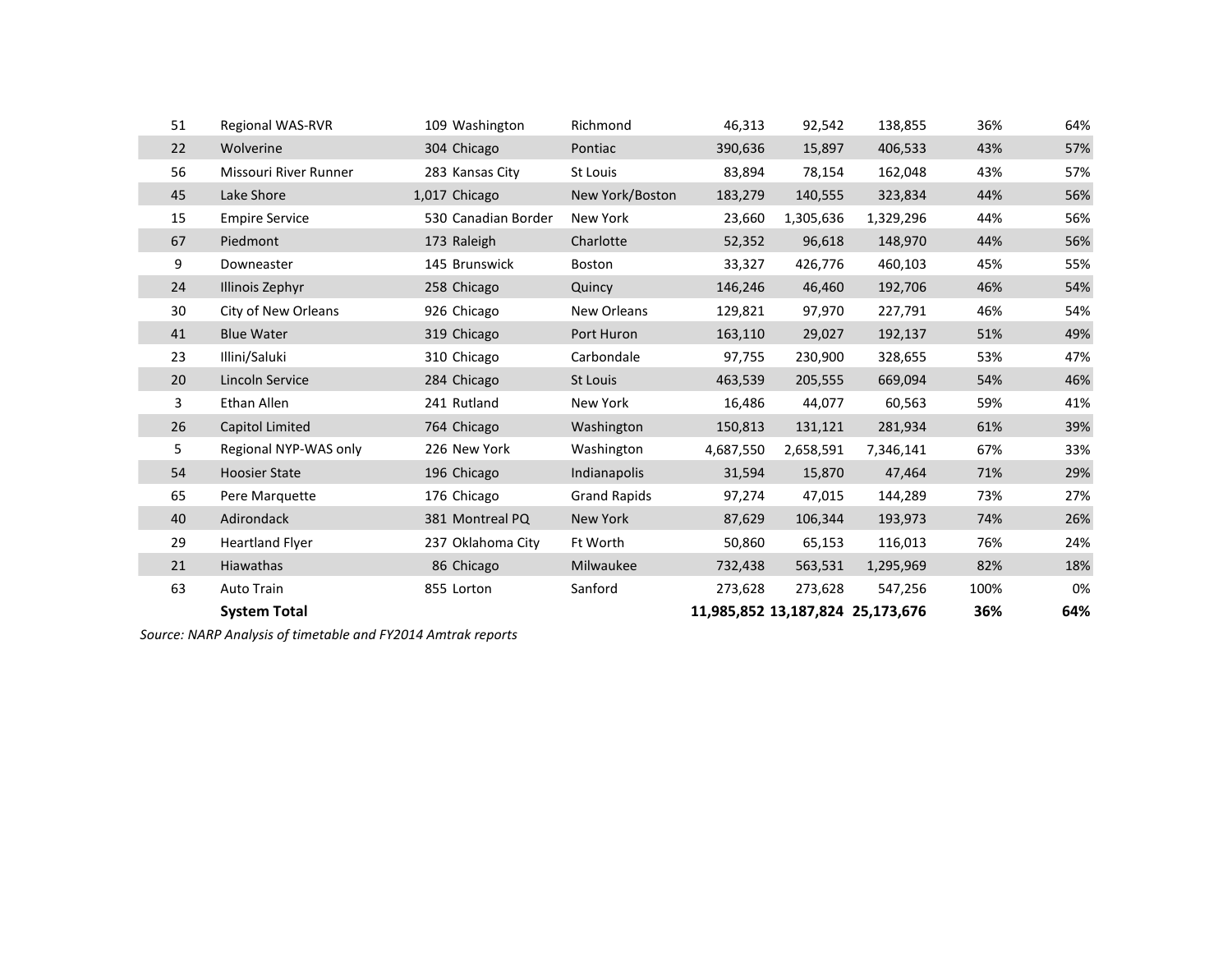| | | | | | | | | | |
|---|---|---|---|---|---|---|---|---|---|
| 51 | Regional WAS-RVR | 109 | Washington | Richmond | 46,313 | 92,542 | 138,855 | 36% | 64% |
| 22 | Wolverine | 304 | Chicago | Pontiac | 390,636 | 15,897 | 406,533 | 43% | 57% |
| 56 | Missouri River Runner | 283 | Kansas City | St Louis | 83,894 | 78,154 | 162,048 | 43% | 57% |
| 45 | Lake Shore | 1,017 | Chicago | New York/Boston | 183,279 | 140,555 | 323,834 | 44% | 56% |
| 15 | Empire Service | 530 | Canadian Border | New York | 23,660 | 1,305,636 | 1,329,296 | 44% | 56% |
| 67 | Piedmont | 173 | Raleigh | Charlotte | 52,352 | 96,618 | 148,970 | 44% | 56% |
| 9 | Downeaster | 145 | Brunswick | Boston | 33,327 | 426,776 | 460,103 | 45% | 55% |
| 24 | Illinois Zephyr | 258 | Chicago | Quincy | 146,246 | 46,460 | 192,706 | 46% | 54% |
| 30 | City of New Orleans | 926 | Chicago | New Orleans | 129,821 | 97,970 | 227,791 | 46% | 54% |
| 41 | Blue Water | 319 | Chicago | Port Huron | 163,110 | 29,027 | 192,137 | 51% | 49% |
| 23 | Illini/Saluki | 310 | Chicago | Carbondale | 97,755 | 230,900 | 328,655 | 53% | 47% |
| 20 | Lincoln Service | 284 | Chicago | St Louis | 463,539 | 205,555 | 669,094 | 54% | 46% |
| 3 | Ethan Allen | 241 | Rutland | New York | 16,486 | 44,077 | 60,563 | 59% | 41% |
| 26 | Capitol Limited | 764 | Chicago | Washington | 150,813 | 131,121 | 281,934 | 61% | 39% |
| 5 | Regional NYP-WAS only | 226 | New York | Washington | 4,687,550 | 2,658,591 | 7,346,141 | 67% | 33% |
| 54 | Hoosier State | 196 | Chicago | Indianapolis | 31,594 | 15,870 | 47,464 | 71% | 29% |
| 65 | Pere Marquette | 176 | Chicago | Grand Rapids | 97,274 | 47,015 | 144,289 | 73% | 27% |
| 40 | Adirondack | 381 | Montreal PQ | New York | 87,629 | 106,344 | 193,973 | 74% | 26% |
| 29 | Heartland Flyer | 237 | Oklahoma City | Ft Worth | 50,860 | 65,153 | 116,013 | 76% | 24% |
| 21 | Hiawathas | 86 | Chicago | Milwaukee | 732,438 | 563,531 | 1,295,969 | 82% | 18% |
| 63 | Auto Train | 855 | Lorton | Sanford | 273,628 | 273,628 | 547,256 | 100% | 0% |
| | **System Total** | | | | **11,985,852** | **13,187,824** | **25,173,676** | **36%** | **64%** |

*Source: NARP Analysis of timetable and FY2014 Amtrak reports*